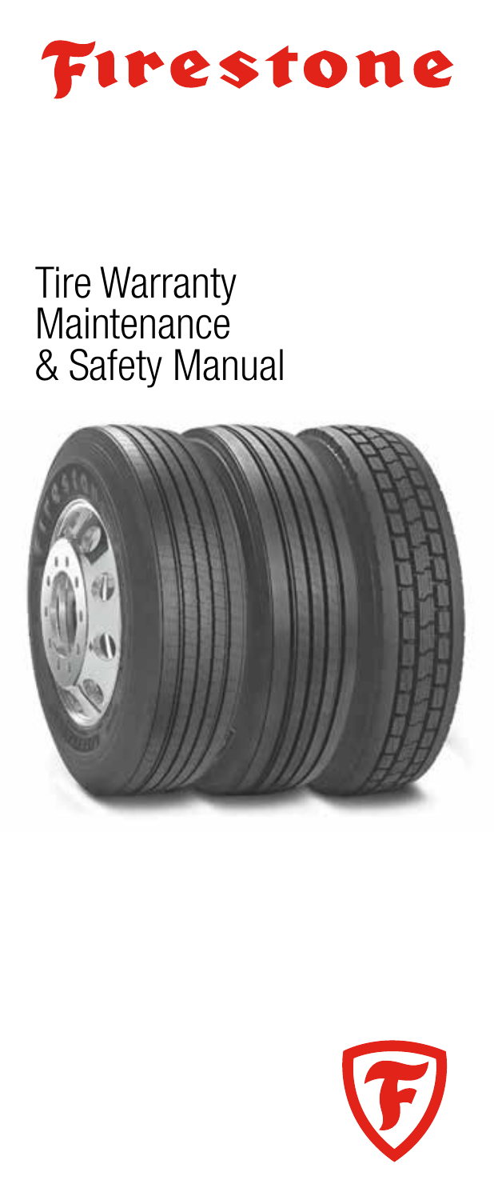# Firestone

# Tire Warranty Maintenance & Safety Manual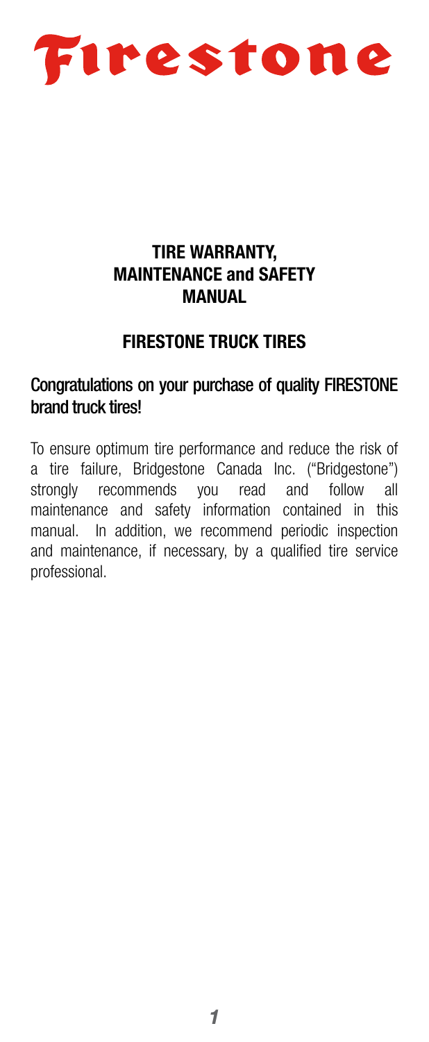# Firestone

## TIRE WARRANTY, MAINTENANCE and SAFETY MANUAL

## FIRESTONE TRUCK TIRES

**Congratulations on your purchase of quality FIRESTONE brand truck tires!**

To ensure optimum tire performance and reduce the risk of a tire failure, Bridgestone Canada Inc. ("Bridgestone") strongly recommends you read and follow all maintenance and safety information contained in this manual. In addition, we recommend periodic inspection and maintenance, if necessary, by a qualified tire service professional.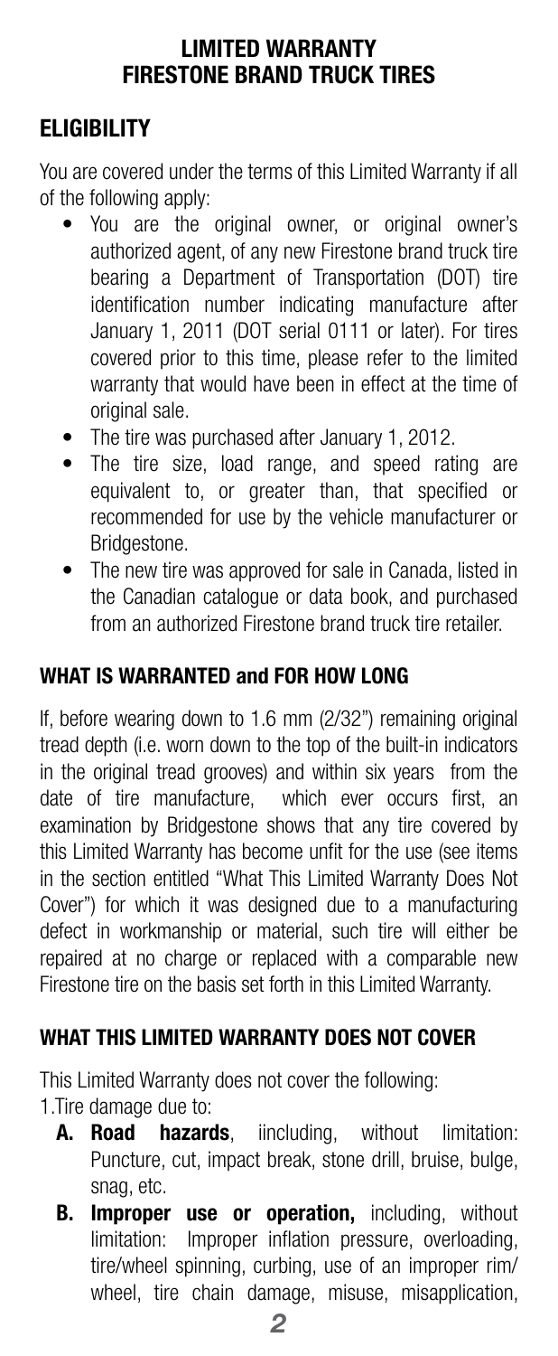# LIMITED WARRANTY FIRESTONE BRAND TRUCK TIRES

## ELIGIBILITY

You are covered under the terms of this Limited Warranty if all of the following apply:

- You are the original owner, or original owner's authorized agent, of any new Firestone brand truck tire bearing a Department of Transportation (DOT) tire identification number indicating manufacture after January 1, 2011 (DOT serial 0111 or later). For tires covered prior to this time, please refer to the limited warranty that would have been in effect at the time of original sale.
- The tire was purchased after January 1, 2012.
- The tire size, load range, and speed rating are equivalent to, or greater than, that specified or recommended for use by the vehicle manufacturer or Bridgestone.
- The new tire was approved for sale in Canada, listed in the Canadian catalogue or data book, and purchased from an authorized Firestone brand truck tire retailer.

## WHAT IS WARRANTED and FOR HOW LONG

If, before wearing down to 1.6 mm (2/32") remaining original tread depth (i.e. worn down to the top of the built-in indicators in the original tread grooves) and within six years from the date of tire manufacture, which ever occurs first, an examination by Bridgestone shows that any tire covered by this Limited Warranty has become unfit for the use (see items in the section entitled "What This Limited Warranty Does Not Cover") for which it was designed due to a manufacturing defect in workmanship or material, such tire will either be repaired at no charge or replaced with a comparable new Firestone tire on the basis set forth in this Limited Warranty.

## WHAT THIS LIMITED WARRANTY DOES NOT COVER

This Limited Warranty does not cover the following:

1. Tire damage due to:
   - **A. Road hazards**, iincluding, without limitation: Puncture, cut, impact break, stone drill, bruise, bulge, snag, etc.
   - **B. Improper use or operation,** including, without limitation: Improper inflation pressure, overloading, tire/wheel spinning, curbing, use of an improper rim/wheel, tire chain damage, misuse, misapplication,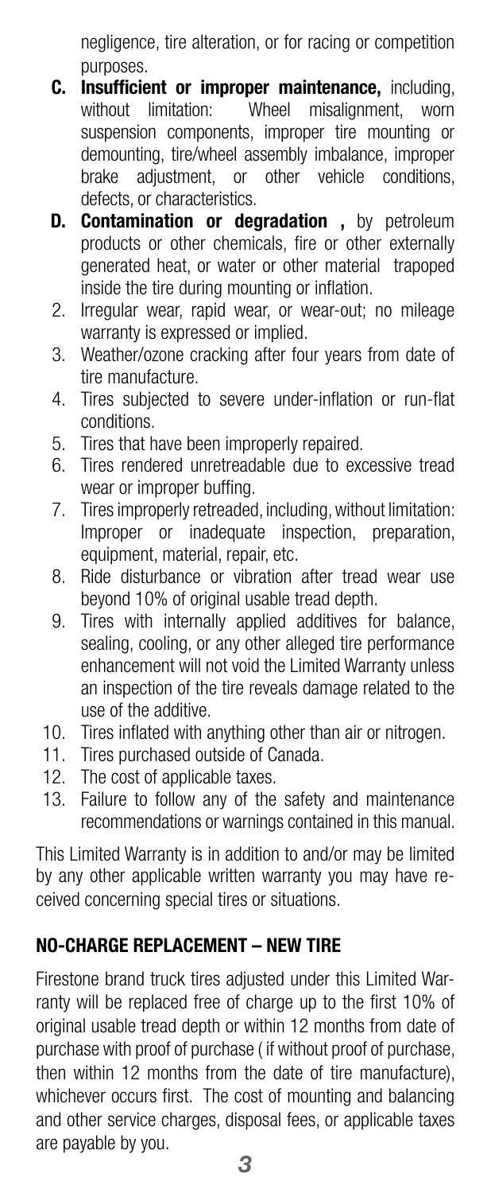negligence, tire alteration, or for racing or competition purposes.

- **C. Insufficient or improper maintenance,** including, without limitation: Wheel misalignment, worn suspension components, improper tire mounting or demounting, tire/wheel assembly imbalance, improper brake adjustment, or other vehicle conditions, defects, or characteristics.
- **D. Contamination or degradation ,** by petroleum products or other chemicals, fire or other externally generated heat, or water or other material trapoped inside the tire during mounting or inflation.

2. Irregular wear, rapid wear, or wear-out; no mileage warranty is expressed or implied.
3. Weather/ozone cracking after four years from date of tire manufacture.
4. Tires subjected to severe under-inflation or run-flat conditions.
5. Tires that have been improperly repaired.
6. Tires rendered unretreadable due to excessive tread wear or improper buffing.
7. Tires improperly retreaded, including, without limitation: Improper or inadequate inspection, preparation, equipment, material, repair, etc.
8. Ride disturbance or vibration after tread wear use beyond 10% of original usable tread depth.
9. Tires with internally applied additives for balance, sealing, cooling, or any other alleged tire performance enhancement will not void the Limited Warranty unless an inspection of the tire reveals damage related to the use of the additive.
10. Tires inflated with anything other than air or nitrogen.
11. Tires purchased outside of Canada.
12. The cost of applicable taxes.
13. Failure to follow any of the safety and maintenance recommendations or warnings contained in this manual.

This Limited Warranty is in addition to and/or may be limited by any other applicable written warranty you may have received concerning special tires or situations.

## NO-CHARGE REPLACEMENT – NEW TIRE

Firestone brand truck tires adjusted under this Limited Warranty will be replaced free of charge up to the first 10% of original usable tread depth or within 12 months from date of purchase with proof of purchase ( if without proof of purchase, then within 12 months from the date of tire manufacture), whichever occurs first. The cost of mounting and balancing and other service charges, disposal fees, or applicable taxes are payable by you.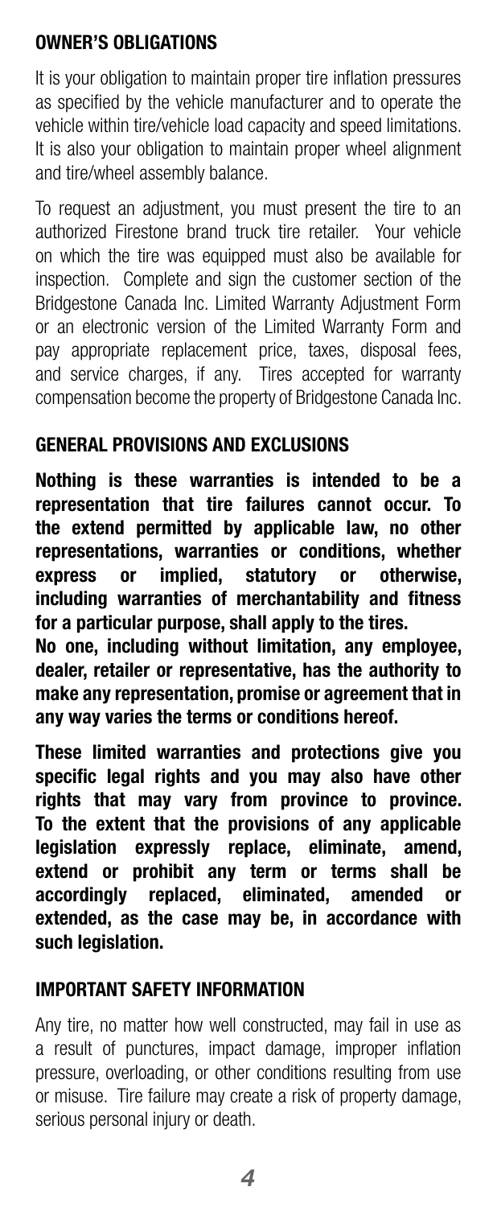## OWNER'S OBLIGATIONS

It is your obligation to maintain proper tire inflation pressures as specified by the vehicle manufacturer and to operate the vehicle within tire/vehicle load capacity and speed limitations. It is also your obligation to maintain proper wheel alignment and tire/wheel assembly balance.

To request an adjustment, you must present the tire to an authorized Firestone brand truck tire retailer. Your vehicle on which the tire was equipped must also be available for inspection. Complete and sign the customer section of the Bridgestone Canada Inc. Limited Warranty Adjustment Form or an electronic version of the Limited Warranty Form and pay appropriate replacement price, taxes, disposal fees, and service charges, if any. Tires accepted for warranty compensation become the property of Bridgestone Canada Inc.

## GENERAL PROVISIONS AND EXCLUSIONS

**Nothing is these warranties is intended to be a representation that tire failures cannot occur. To the extend permitted by applicable law, no other representations, warranties or conditions, whether express or implied, statutory or otherwise, including warranties of merchantability and fitness for a particular purpose, shall apply to the tires.**

**No one, including without limitation, any employee, dealer, retailer or representative, has the authority to make any representation, promise or agreement that in any way varies the terms or conditions hereof.**

**These limited warranties and protections give you specific legal rights and you may also have other rights that may vary from province to province. To the extent that the provisions of any applicable legislation expressly replace, eliminate, amend, extend or prohibit any term or terms shall be accordingly replaced, eliminated, amended or extended, as the case may be, in accordance with such legislation.**

## IMPORTANT SAFETY INFORMATION

Any tire, no matter how well constructed, may fail in use as a result of punctures, impact damage, improper inflation pressure, overloading, or other conditions resulting from use or misuse. Tire failure may create a risk of property damage, serious personal injury or death.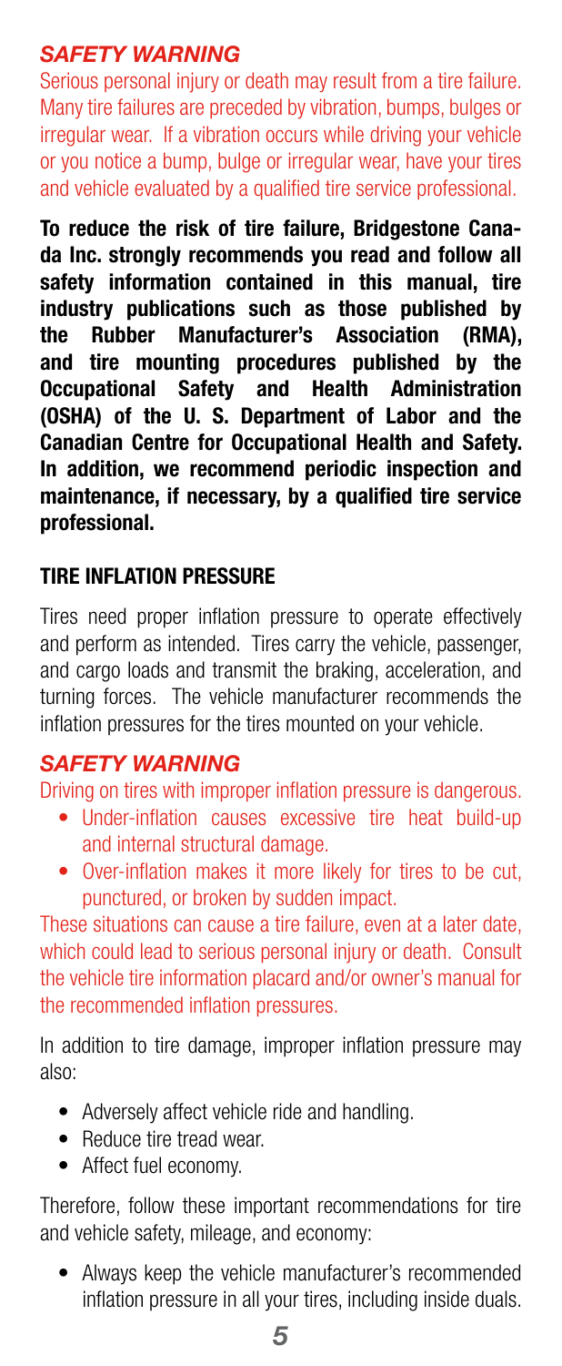### *SAFETY WARNING*

Serious personal injury or death may result from a tire failure. Many tire failures are preceded by vibration, bumps, bulges or irregular wear. If a vibration occurs while driving your vehicle or you notice a bump, bulge or irregular wear, have your tires and vehicle evaluated by a qualified tire service professional.

**To reduce the risk of tire failure, Bridgestone Canada Inc. strongly recommends you read and follow all safety information contained in this manual, tire industry publications such as those published by the Rubber Manufacturer's Association (RMA), and tire mounting procedures published by the Occupational Safety and Health Administration (OSHA) of the U. S. Department of Labor and the Canadian Centre for Occupational Health and Safety. In addition, we recommend periodic inspection and maintenance, if necessary, by a qualified tire service professional.**

## TIRE INFLATION PRESSURE

Tires need proper inflation pressure to operate effectively and perform as intended. Tires carry the vehicle, passenger, and cargo loads and transmit the braking, acceleration, and turning forces. The vehicle manufacturer recommends the inflation pressures for the tires mounted on your vehicle.

### *SAFETY WARNING*

Driving on tires with improper inflation pressure is dangerous.

- Under-inflation causes excessive tire heat build-up and internal structural damage.
- Over-inflation makes it more likely for tires to be cut, punctured, or broken by sudden impact.

These situations can cause a tire failure, even at a later date, which could lead to serious personal injury or death. Consult the vehicle tire information placard and/or owner's manual for the recommended inflation pressures.

In addition to tire damage, improper inflation pressure may also:

- Adversely affect vehicle ride and handling.
- Reduce tire tread wear.
- Affect fuel economy.

Therefore, follow these important recommendations for tire and vehicle safety, mileage, and economy:

- Always keep the vehicle manufacturer's recommended inflation pressure in all your tires, including inside duals.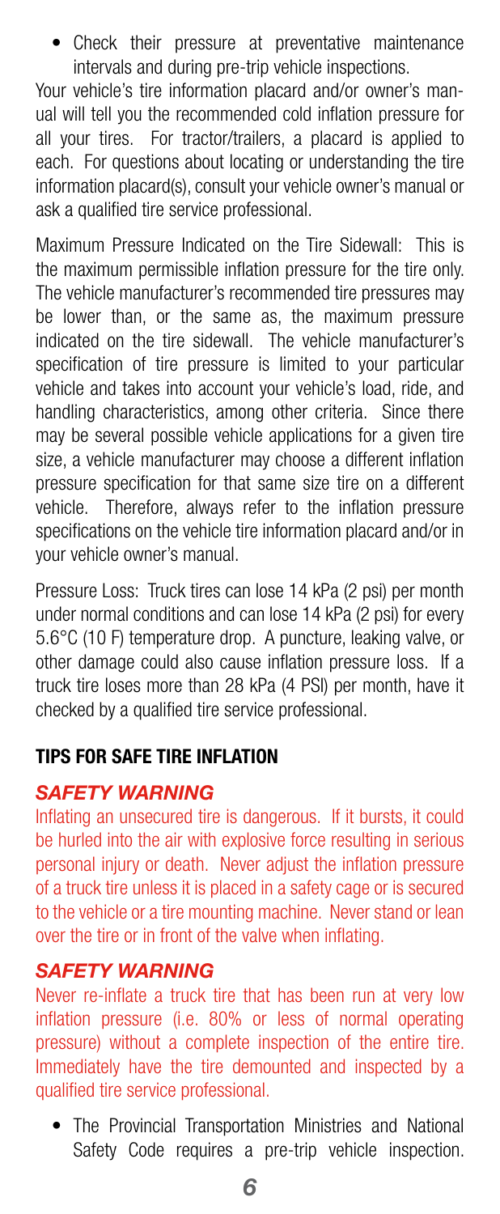- Check their pressure at preventative maintenance intervals and during pre-trip vehicle inspections.

Your vehicle's tire information placard and/or owner's manual will tell you the recommended cold inflation pressure for all your tires. For tractor/trailers, a placard is applied to each. For questions about locating or understanding the tire information placard(s), consult your vehicle owner's manual or ask a qualified tire service professional.

Maximum Pressure Indicated on the Tire Sidewall: This is the maximum permissible inflation pressure for the tire only. The vehicle manufacturer's recommended tire pressures may be lower than, or the same as, the maximum pressure indicated on the tire sidewall. The vehicle manufacturer's specification of tire pressure is limited to your particular vehicle and takes into account your vehicle's load, ride, and handling characteristics, among other criteria. Since there may be several possible vehicle applications for a given tire size, a vehicle manufacturer may choose a different inflation pressure specification for that same size tire on a different vehicle. Therefore, always refer to the inflation pressure specifications on the vehicle tire information placard and/or in your vehicle owner's manual.

Pressure Loss: Truck tires can lose 14 kPa (2 psi) per month under normal conditions and can lose 14 kPa (2 psi) for every 5.6°C (10 F) temperature drop. A puncture, leaking valve, or other damage could also cause inflation pressure loss. If a truck tire loses more than 28 kPa (4 PSI) per month, have it checked by a qualified tire service professional.

## TIPS FOR SAFE TIRE INFLATION

### *SAFETY WARNING*

Inflating an unsecured tire is dangerous. If it bursts, it could be hurled into the air with explosive force resulting in serious personal injury or death. Never adjust the inflation pressure of a truck tire unless it is placed in a safety cage or is secured to the vehicle or a tire mounting machine. Never stand or lean over the tire or in front of the valve when inflating.

### *SAFETY WARNING*

Never re-inflate a truck tire that has been run at very low inflation pressure (i.e. 80% or less of normal operating pressure) without a complete inspection of the entire tire. Immediately have the tire demounted and inspected by a qualified tire service professional.

- The Provincial Transportation Ministries and National Safety Code requires a pre-trip vehicle inspection.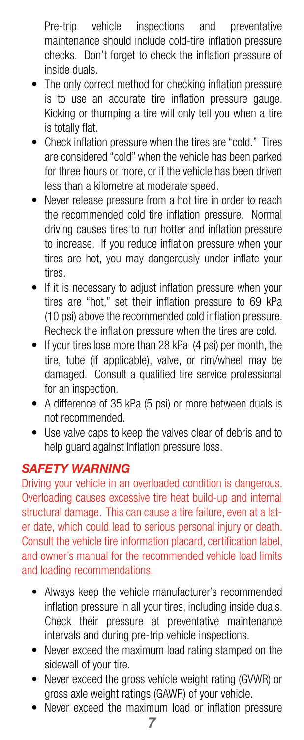Pre-trip vehicle inspections and preventative maintenance should include cold-tire inflation pressure checks. Don't forget to check the inflation pressure of inside duals.

- The only correct method for checking inflation pressure is to use an accurate tire inflation pressure gauge. Kicking or thumping a tire will only tell you when a tire is totally flat.
- Check inflation pressure when the tires are "cold." Tires are considered "cold" when the vehicle has been parked for three hours or more, or if the vehicle has been driven less than a kilometre at moderate speed.
- Never release pressure from a hot tire in order to reach the recommended cold tire inflation pressure. Normal driving causes tires to run hotter and inflation pressure to increase. If you reduce inflation pressure when your tires are hot, you may dangerously under inflate your tires.
- If it is necessary to adjust inflation pressure when your tires are "hot," set their inflation pressure to 69 kPa (10 psi) above the recommended cold inflation pressure. Recheck the inflation pressure when the tires are cold.
- If your tires lose more than 28 kPa (4 psi) per month, the tire, tube (if applicable), valve, or rim/wheel may be damaged. Consult a qualified tire service professional for an inspection.
- A difference of 35 kPa (5 psi) or more between duals is not recommended.
- Use valve caps to keep the valves clear of debris and to help guard against inflation pressure loss.

### *SAFETY WARNING*

Driving your vehicle in an overloaded condition is dangerous. Overloading causes excessive tire heat build-up and internal structural damage. This can cause a tire failure, even at a later date, which could lead to serious personal injury or death. Consult the vehicle tire information placard, certification label, and owner's manual for the recommended vehicle load limits and loading recommendations.

- Always keep the vehicle manufacturer's recommended inflation pressure in all your tires, including inside duals. Check their pressure at preventative maintenance intervals and during pre-trip vehicle inspections.
- Never exceed the maximum load rating stamped on the sidewall of your tire.
- Never exceed the gross vehicle weight rating (GVWR) or gross axle weight ratings (GAWR) of your vehicle.
- Never exceed the maximum load or inflation pressure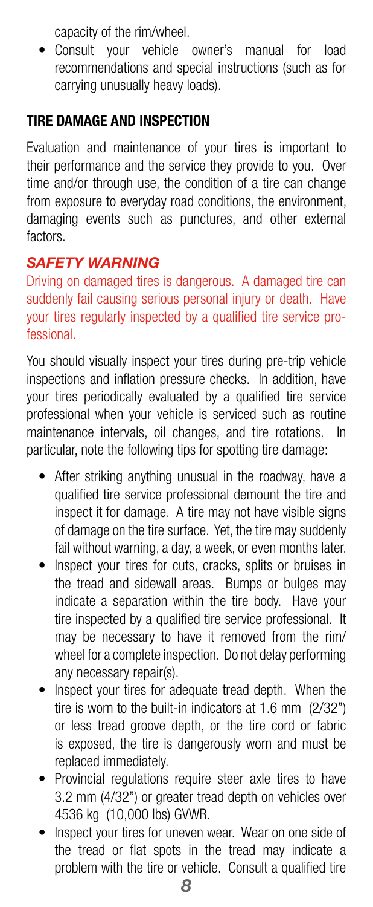capacity of the rim/wheel.

- Consult your vehicle owner's manual for load recommendations and special instructions (such as for carrying unusually heavy loads).

## TIRE DAMAGE AND INSPECTION

Evaluation and maintenance of your tires is important to their performance and the service they provide to you. Over time and/or through use, the condition of a tire can change from exposure to everyday road conditions, the environment, damaging events such as punctures, and other external factors.

### *SAFETY WARNING*

Driving on damaged tires is dangerous. A damaged tire can suddenly fail causing serious personal injury or death. Have your tires regularly inspected by a qualified tire service professional.

You should visually inspect your tires during pre-trip vehicle inspections and inflation pressure checks. In addition, have your tires periodically evaluated by a qualified tire service professional when your vehicle is serviced such as routine maintenance intervals, oil changes, and tire rotations. In particular, note the following tips for spotting tire damage:

- After striking anything unusual in the roadway, have a qualified tire service professional demount the tire and inspect it for damage. A tire may not have visible signs of damage on the tire surface. Yet, the tire may suddenly fail without warning, a day, a week, or even months later.
- Inspect your tires for cuts, cracks, splits or bruises in the tread and sidewall areas. Bumps or bulges may indicate a separation within the tire body. Have your tire inspected by a qualified tire service professional. It may be necessary to have it removed from the rim/wheel for a complete inspection. Do not delay performing any necessary repair(s).
- Inspect your tires for adequate tread depth. When the tire is worn to the built-in indicators at 1.6 mm (2/32") or less tread groove depth, or the tire cord or fabric is exposed, the tire is dangerously worn and must be replaced immediately.
- Provincial regulations require steer axle tires to have 3.2 mm (4/32") or greater tread depth on vehicles over 4536 kg (10,000 lbs) GVWR.
- Inspect your tires for uneven wear. Wear on one side of the tread or flat spots in the tread may indicate a problem with the tire or vehicle. Consult a qualified tire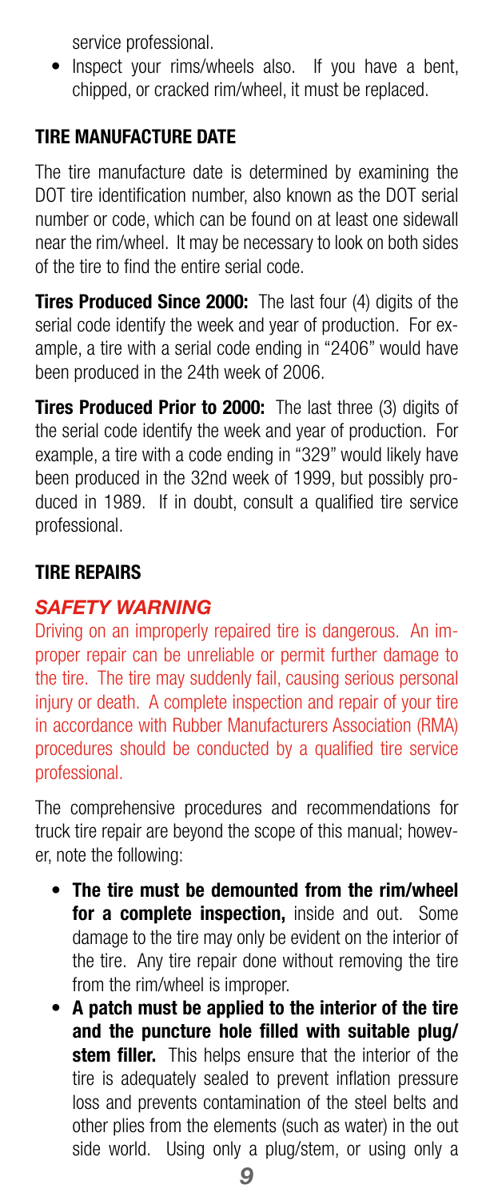service professional.

- Inspect your rims/wheels also. If you have a bent, chipped, or cracked rim/wheel, it must be replaced.

## TIRE MANUFACTURE DATE

The tire manufacture date is determined by examining the DOT tire identification number, also known as the DOT serial number or code, which can be found on at least one sidewall near the rim/wheel. It may be necessary to look on both sides of the tire to find the entire serial code.

**Tires Produced Since 2000:** The last four (4) digits of the serial code identify the week and year of production. For example, a tire with a serial code ending in "2406" would have been produced in the 24th week of 2006.

**Tires Produced Prior to 2000:** The last three (3) digits of the serial code identify the week and year of production. For example, a tire with a code ending in "329" would likely have been produced in the 32nd week of 1999, but possibly produced in 1989. If in doubt, consult a qualified tire service professional.

## TIRE REPAIRS

### *SAFETY WARNING*

Driving on an improperly repaired tire is dangerous. An improper repair can be unreliable or permit further damage to the tire. The tire may suddenly fail, causing serious personal injury or death. A complete inspection and repair of your tire in accordance with Rubber Manufacturers Association (RMA) procedures should be conducted by a qualified tire service professional.

The comprehensive procedures and recommendations for truck tire repair are beyond the scope of this manual; however, note the following:

- **The tire must be demounted from the rim/wheel for a complete inspection,** inside and out. Some damage to the tire may only be evident on the interior of the tire. Any tire repair done without removing the tire from the rim/wheel is improper.
- **A patch must be applied to the interior of the tire and the puncture hole filled with suitable plug/stem filler.** This helps ensure that the interior of the tire is adequately sealed to prevent inflation pressure loss and prevents contamination of the steel belts and other plies from the elements (such as water) in the out side world. Using only a plug/stem, or using only a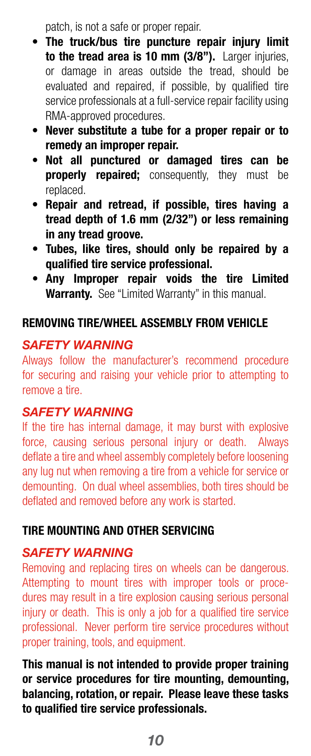patch, is not a safe or proper repair.

- **The truck/bus tire puncture repair injury limit to the tread area is 10 mm (3/8").** Larger injuries, or damage in areas outside the tread, should be evaluated and repaired, if possible, by qualified tire service professionals at a full-service repair facility using RMA-approved procedures.
- **Never substitute a tube for a proper repair or to remedy an improper repair.**
- **Not all punctured or damaged tires can be properly repaired;** consequently, they must be replaced.
- **Repair and retread, if possible, tires having a tread depth of 1.6 mm (2/32") or less remaining in any tread groove.**
- **Tubes, like tires, should only be repaired by a qualified tire service professional.**
- **Any Improper repair voids the tire Limited Warranty.** See "Limited Warranty" in this manual.

## REMOVING TIRE/WHEEL ASSEMBLY FROM VEHICLE

### *SAFETY WARNING*

Always follow the manufacturer's recommend procedure for securing and raising your vehicle prior to attempting to remove a tire.

### *SAFETY WARNING*

If the tire has internal damage, it may burst with explosive force, causing serious personal injury or death. Always deflate a tire and wheel assembly completely before loosening any lug nut when removing a tire from a vehicle for service or demounting. On dual wheel assemblies, both tires should be deflated and removed before any work is started.

## TIRE MOUNTING AND OTHER SERVICING

### *SAFETY WARNING*

Removing and replacing tires on wheels can be dangerous. Attempting to mount tires with improper tools or procedures may result in a tire explosion causing serious personal injury or death. This is only a job for a qualified tire service professional. Never perform tire service procedures without proper training, tools, and equipment.

**This manual is not intended to provide proper training or service procedures for tire mounting, demounting, balancing, rotation, or repair. Please leave these tasks to qualified tire service professionals.**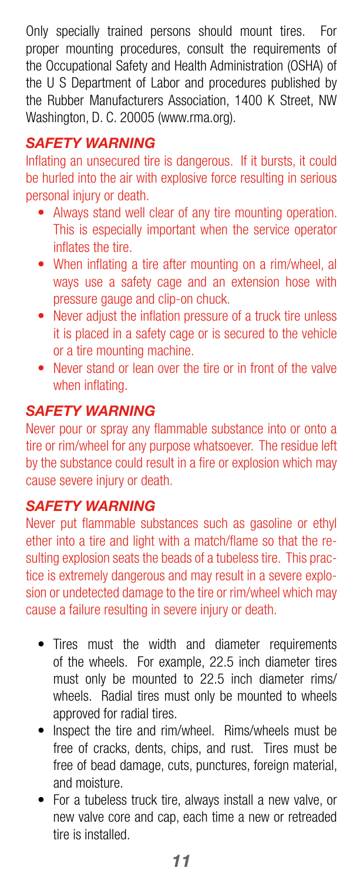Only specially trained persons should mount tires. For proper mounting procedures, consult the requirements of the Occupational Safety and Health Administration (OSHA) of the U S Department of Labor and procedures published by the Rubber Manufacturers Association, 1400 K Street, NW Washington, D. C. 20005 (www.rma.org).

### *SAFETY WARNING*

Inflating an unsecured tire is dangerous. If it bursts, it could be hurled into the air with explosive force resulting in serious personal injury or death.

- Always stand well clear of any tire mounting operation. This is especially important when the service operator inflates the tire.
- When inflating a tire after mounting on a rim/wheel, always use a safety cage and an extension hose with pressure gauge and clip-on chuck.
- Never adjust the inflation pressure of a truck tire unless it is placed in a safety cage or is secured to the vehicle or a tire mounting machine.
- Never stand or lean over the tire or in front of the valve when inflating.

### *SAFETY WARNING*

Never pour or spray any flammable substance into or onto a tire or rim/wheel for any purpose whatsoever. The residue left by the substance could result in a fire or explosion which may cause severe injury or death.

### *SAFETY WARNING*

Never put flammable substances such as gasoline or ethyl ether into a tire and light with a match/flame so that the resulting explosion seats the beads of a tubeless tire. This practice is extremely dangerous and may result in a severe explosion or undetected damage to the tire or rim/wheel which may cause a failure resulting in severe injury or death.

- Tires must the width and diameter requirements of the wheels. For example, 22.5 inch diameter tires must only be mounted to 22.5 inch diameter rims/wheels. Radial tires must only be mounted to wheels approved for radial tires.
- Inspect the tire and rim/wheel. Rims/wheels must be free of cracks, dents, chips, and rust. Tires must be free of bead damage, cuts, punctures, foreign material, and moisture.
- For a tubeless truck tire, always install a new valve, or new valve core and cap, each time a new or retreaded tire is installed.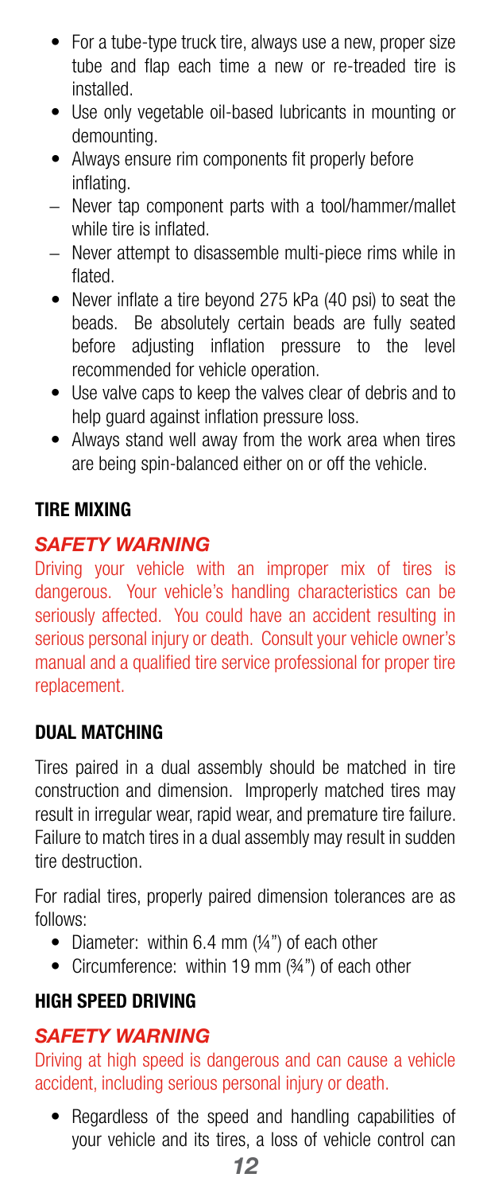- For a tube-type truck tire, always use a new, proper size tube and flap each time a new or re-treaded tire is installed.
- Use only vegetable oil-based lubricants in mounting or demounting.
- Always ensure rim components fit properly before inflating.
  - Never tap component parts with a tool/hammer/mallet while tire is inflated.
  - Never attempt to disassemble multi-piece rims while in flated.
- Never inflate a tire beyond 275 kPa (40 psi) to seat the beads. Be absolutely certain beads are fully seated before adjusting inflation pressure to the level recommended for vehicle operation.
- Use valve caps to keep the valves clear of debris and to help guard against inflation pressure loss.
- Always stand well away from the work area when tires are being spin-balanced either on or off the vehicle.

## TIRE MIXING

### *SAFETY WARNING*

Driving your vehicle with an improper mix of tires is dangerous. Your vehicle's handling characteristics can be seriously affected. You could have an accident resulting in serious personal injury or death. Consult your vehicle owner's manual and a qualified tire service professional for proper tire replacement.

## DUAL MATCHING

Tires paired in a dual assembly should be matched in tire construction and dimension. Improperly matched tires may result in irregular wear, rapid wear, and premature tire failure. Failure to match tires in a dual assembly may result in sudden tire destruction.

For radial tires, properly paired dimension tolerances are as follows:

- Diameter: within 6.4 mm (¼") of each other
- Circumference: within 19 mm (¾") of each other

## HIGH SPEED DRIVING

### *SAFETY WARNING*

Driving at high speed is dangerous and can cause a vehicle accident, including serious personal injury or death.

- Regardless of the speed and handling capabilities of your vehicle and its tires, a loss of vehicle control can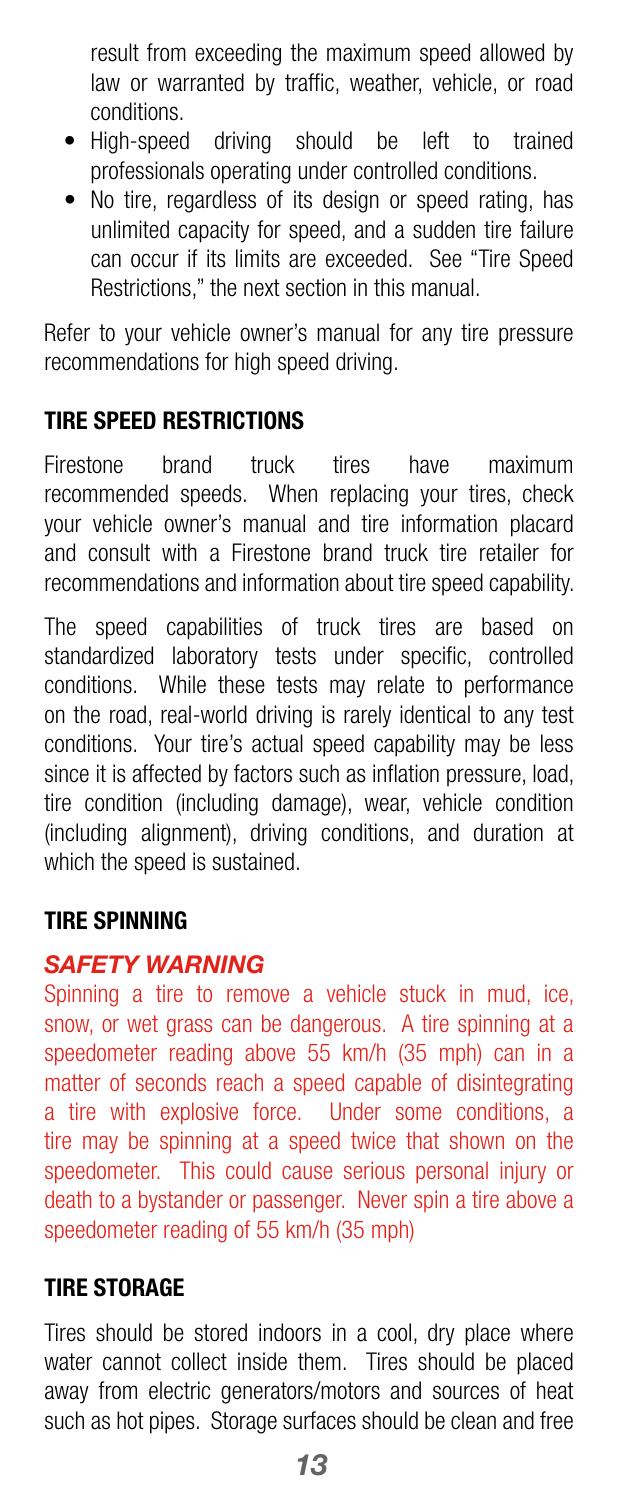result from exceeding the maximum speed allowed by law or warranted by traffic, weather, vehicle, or road conditions.

- High-speed driving should be left to trained professionals operating under controlled conditions.
- No tire, regardless of its design or speed rating, has unlimited capacity for speed, and a sudden tire failure can occur if its limits are exceeded. See "Tire Speed Restrictions," the next section in this manual.

Refer to your vehicle owner's manual for any tire pressure recommendations for high speed driving.

## TIRE SPEED RESTRICTIONS

Firestone brand truck tires have maximum recommended speeds. When replacing your tires, check your vehicle owner's manual and tire information placard and consult with a Firestone brand truck tire retailer for recommendations and information about tire speed capability.

The speed capabilities of truck tires are based on standardized laboratory tests under specific, controlled conditions. While these tests may relate to performance on the road, real-world driving is rarely identical to any test conditions. Your tire's actual speed capability may be less since it is affected by factors such as inflation pressure, load, tire condition (including damage), wear, vehicle condition (including alignment), driving conditions, and duration at which the speed is sustained.

## TIRE SPINNING

### *SAFETY WARNING*

Spinning a tire to remove a vehicle stuck in mud, ice, snow, or wet grass can be dangerous. A tire spinning at a speedometer reading above 55 km/h (35 mph) can in a matter of seconds reach a speed capable of disintegrating a tire with explosive force. Under some conditions, a tire may be spinning at a speed twice that shown on the speedometer. This could cause serious personal injury or death to a bystander or passenger. Never spin a tire above a speedometer reading of 55 km/h (35 mph)

## TIRE STORAGE

Tires should be stored indoors in a cool, dry place where water cannot collect inside them. Tires should be placed away from electric generators/motors and sources of heat such as hot pipes. Storage surfaces should be clean and free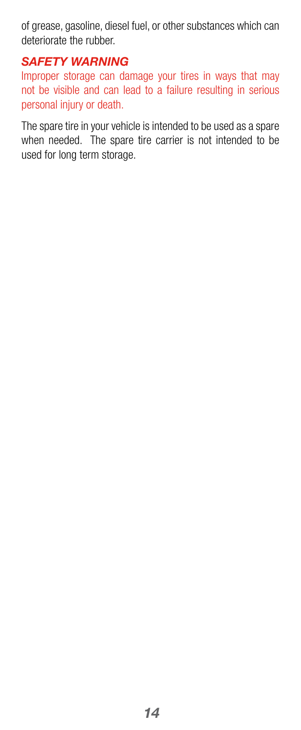of grease, gasoline, diesel fuel, or other substances which can deteriorate the rubber.

### *SAFETY WARNING*

Improper storage can damage your tires in ways that may not be visible and can lead to a failure resulting in serious personal injury or death.

The spare tire in your vehicle is intended to be used as a spare when needed. The spare tire carrier is not intended to be used for long term storage.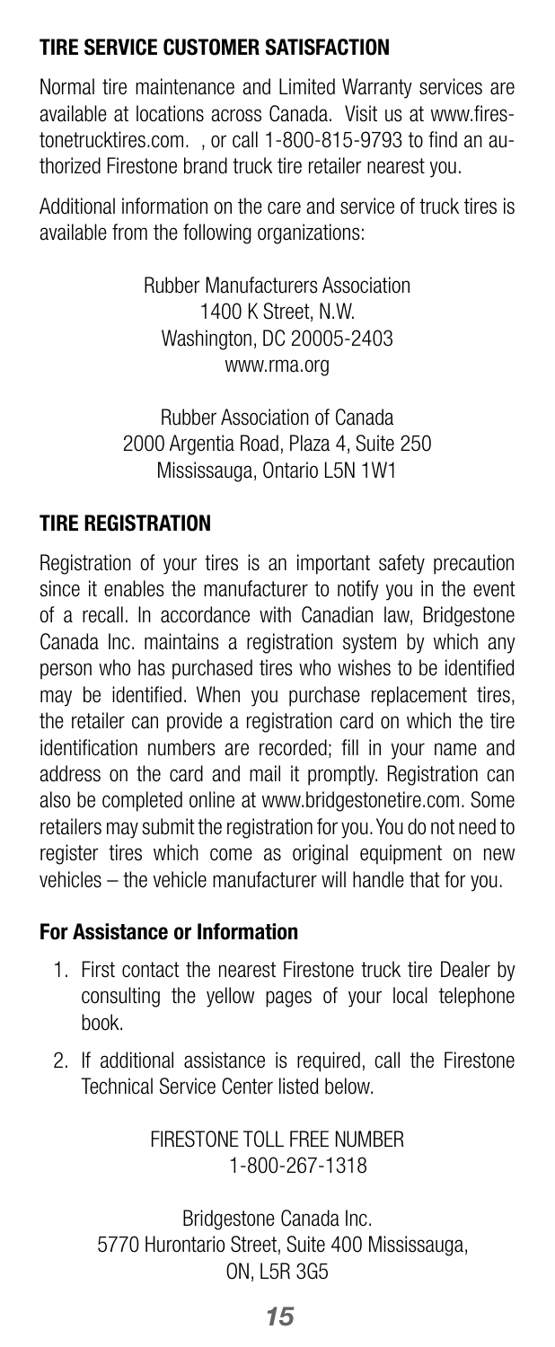## TIRE SERVICE CUSTOMER SATISFACTION

Normal tire maintenance and Limited Warranty services are available at locations across Canada. Visit us at www.firestonetrucktires.com. , or call 1-800-815-9793 to find an authorized Firestone brand truck tire retailer nearest you.

Additional information on the care and service of truck tires is available from the following organizations:

Rubber Manufacturers Association
1400 K Street, N.W.
Washington, DC 20005-2403
www.rma.org

Rubber Association of Canada
2000 Argentia Road, Plaza 4, Suite 250
Mississauga, Ontario L5N 1W1

## TIRE REGISTRATION

Registration of your tires is an important safety precaution since it enables the manufacturer to notify you in the event of a recall. In accordance with Canadian law, Bridgestone Canada Inc. maintains a registration system by which any person who has purchased tires who wishes to be identified may be identified. When you purchase replacement tires, the retailer can provide a registration card on which the tire identification numbers are recorded; fill in your name and address on the card and mail it promptly. Registration can also be completed online at www.bridgestonetire.com. Some retailers may submit the registration for you. You do not need to register tires which come as original equipment on new vehicles – the vehicle manufacturer will handle that for you.

### For Assistance or Information

1. First contact the nearest Firestone truck tire Dealer by consulting the yellow pages of your local telephone book.
2. If additional assistance is required, call the Firestone Technical Service Center listed below.

FIRESTONE TOLL FREE NUMBER
1-800-267-1318

Bridgestone Canada Inc.
5770 Hurontario Street, Suite 400 Mississauga,
ON, L5R 3G5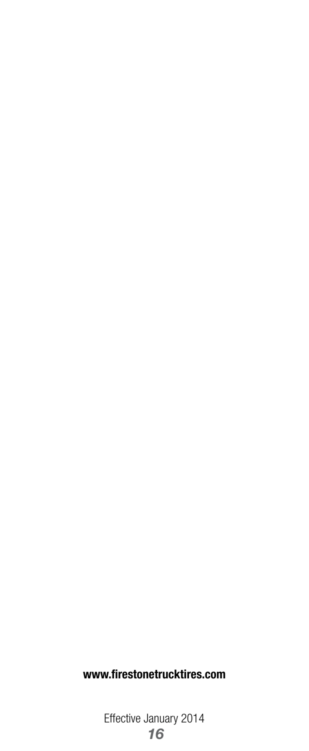**www.firestonetrucktires.com**

Effective January 2014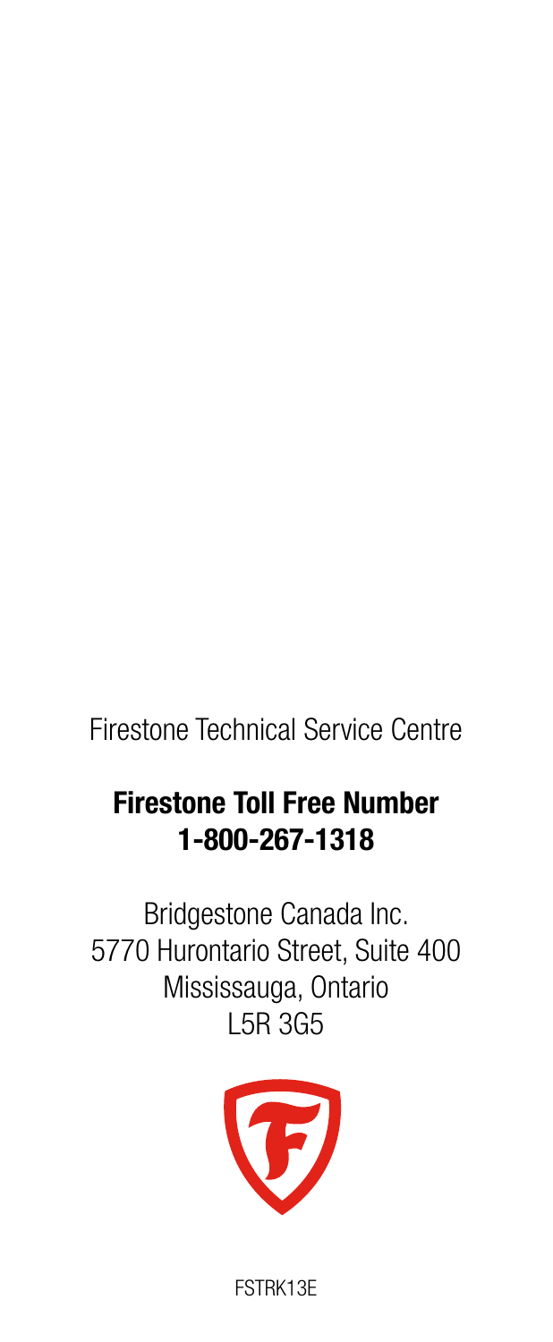Firestone Technical Service Centre

**Firestone Toll Free Number**
**1-800-267-1318**

Bridgestone Canada Inc.
5770 Hurontario Street, Suite 400
Mississauga, Ontario
L5R 3G5

FSTRK13E